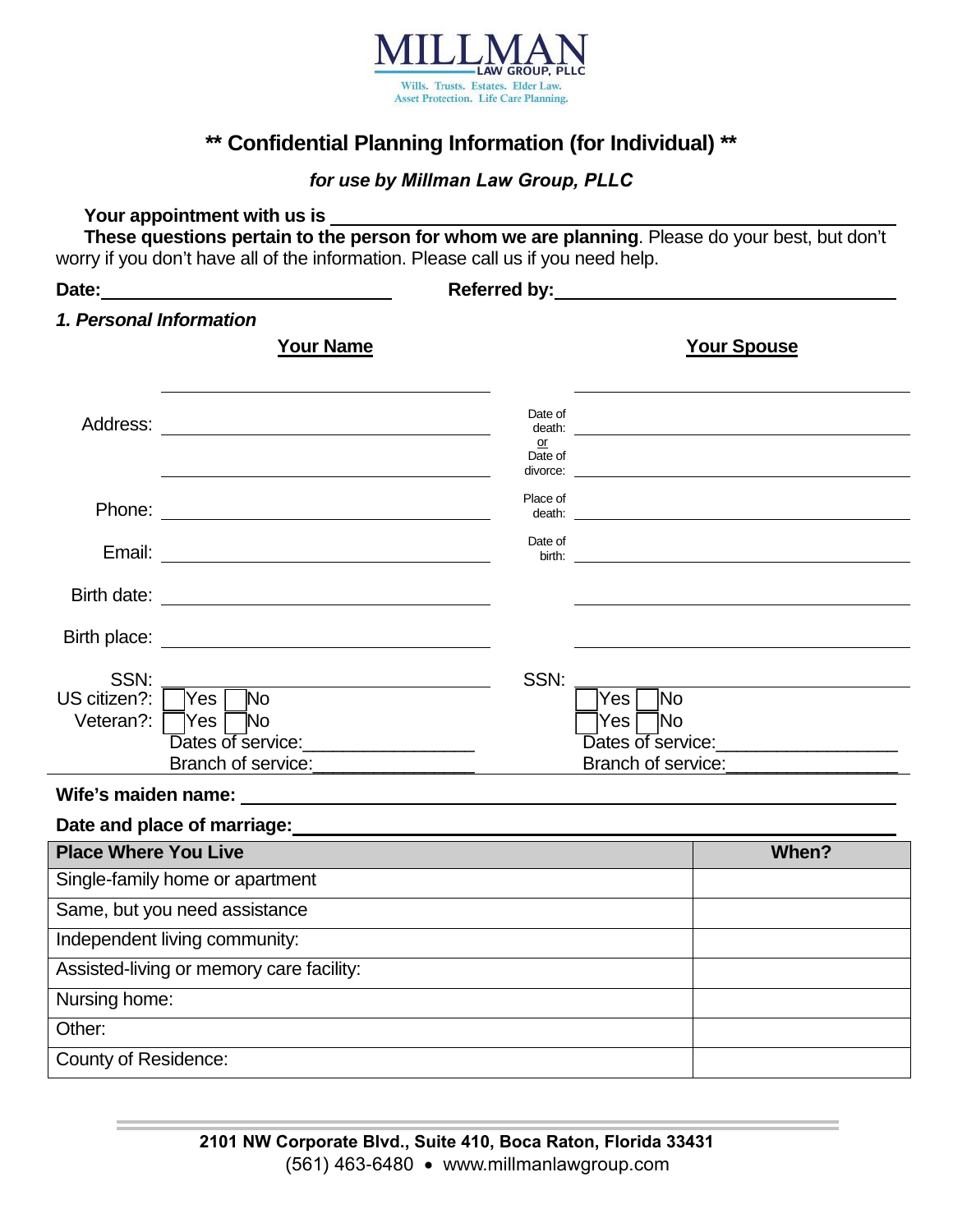# MILLMAN LAW GROUP, PLLC

Wills. Trusts. Estates. Elder Law.
Asset Protection. Life Care Planning.

## ** Confidential Planning Information (for Individual) **

***for use by Millman Law Group, PLLC***

**Your appointment with us is** ______________________________

**These questions pertain to the person for whom we are planning**. Please do your best, but don't worry if you don't have all of the information. Please call us if you need help.

**Date:** ______________________ **Referred by:** ______________________

### *1. Personal Information*

| | Your Name | | Your Spouse |
|---|---|---|---|
| | ______________________ | | ______________________ |
| Address: | ______________________ | Date of death: or Date of divorce: | ______________________ |
| | ______________________ | | ______________________ |
| Phone: | ______________________ | Place of death: | ______________________ |
| Email: | ______________________ | Date of birth: | ______________________ |
| Birth date: | ______________________ | | ______________________ |
| Birth place: | ______________________ | | ______________________ |
| SSN: | ______________________ | SSN: | ______________________ |
| US citizen?: | ☐ Yes ☐ No | | ☐ Yes ☐ No |
| Veteran?: | ☐ Yes ☐ No | | ☐ Yes ☐ No |
| | Dates of service:________________ | | Dates of service:________________ |
| | Branch of service:_______________ | | Branch of service:_______________ |

**Wife's maiden name:** ______________________________

**Date and place of marriage:** ______________________________

| Place Where You Live | When? |
|---|---|
| Single-family home or apartment | |
| Same, but you need assistance | |
| Independent living community: | |
| Assisted-living or memory care facility: | |
| Nursing home: | |
| Other: | |
| County of Residence: | |

**2101 NW Corporate Blvd., Suite 410, Boca Raton, Florida 33431**
(561) 463-6480 • www.millmanlawgroup.com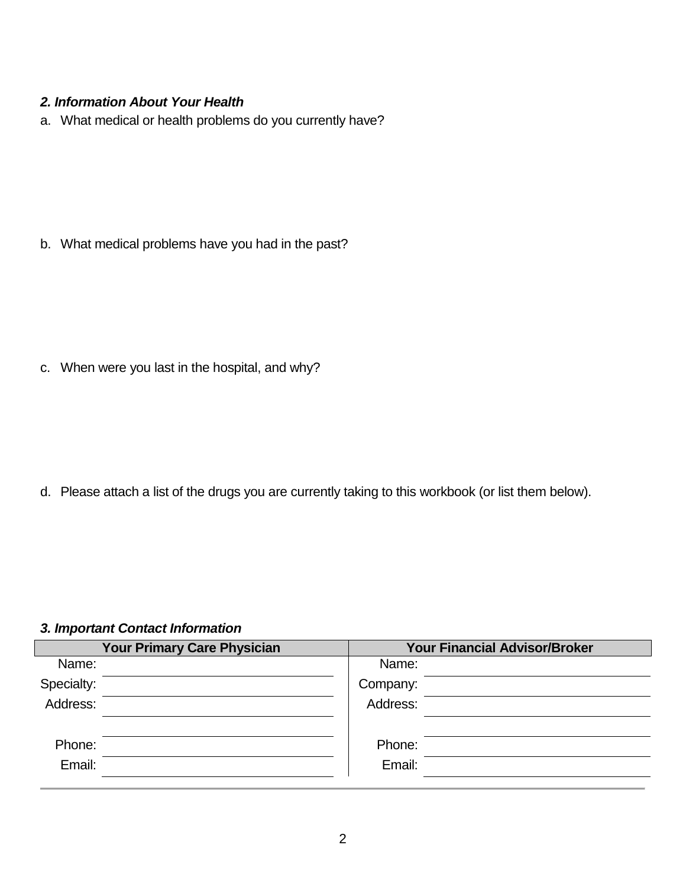### *2. Information About Your Health*

a. What medical or health problems do you currently have?

b. What medical problems have you had in the past?

c. When were you last in the hospital, and why?

d. Please attach a list of the drugs you are currently taking to this workbook (or list them below).

### *3. Important Contact Information*

| Your Primary Care Physician | | Your Financial Advisor/Broker | |
|---|---|---|---|
| Name: | | Name: | |
| Specialty: | | Company: | |
| Address: | | Address: | |
| | | | |
| Phone: | | Phone: | |
| Email: | | Email: | |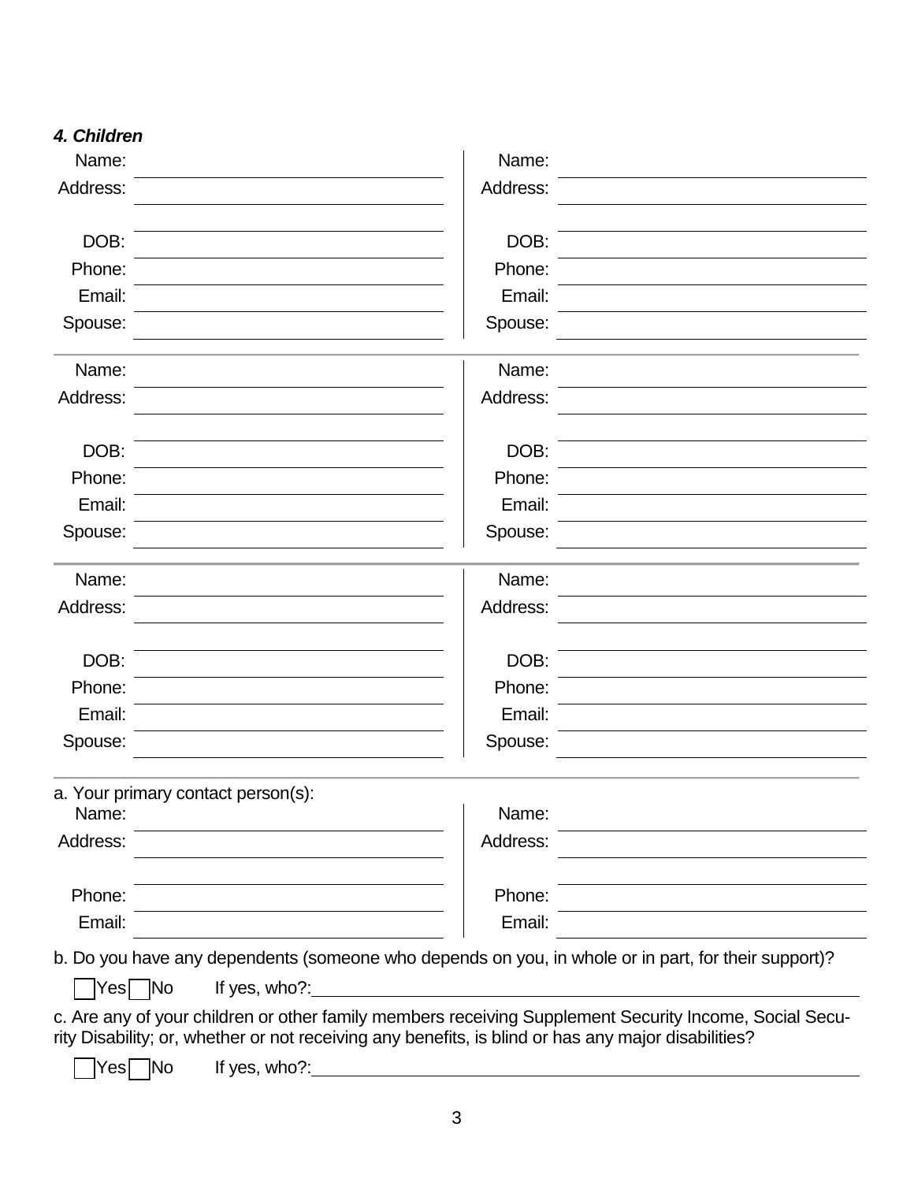#### *4. Children*

| | |
|---|---|
| Name: | Name: |
| Address: | Address: |
| | |
| DOB: | DOB: |
| Phone: | Phone: |
| Email: | Email: |
| Spouse: | Spouse: |

| | |
|---|---|
| Name: | Name: |
| Address: | Address: |
| | |
| DOB: | DOB: |
| Phone: | Phone: |
| Email: | Email: |
| Spouse: | Spouse: |

| | |
|---|---|
| Name: | Name: |
| Address: | Address: |
| | |
| DOB: | DOB: |
| Phone: | Phone: |
| Email: | Email: |
| Spouse: | Spouse: |

a. Your primary contact person(s):

| | |
|---|---|
| Name: | Name: |
| Address: | Address: |
| | |
| Phone: | Phone: |
| Email: | Email: |

b. Do you have any dependents (someone who depends on you, in whole or in part, for their support)?

☐ Yes ☐ No If yes, who?: ____________________

c. Are any of your children or other family members receiving Supplement Security Income, Social Security Disability; or, whether or not receiving any benefits, is blind or has any major disabilities?

☐ Yes ☐ No If yes, who?: ____________________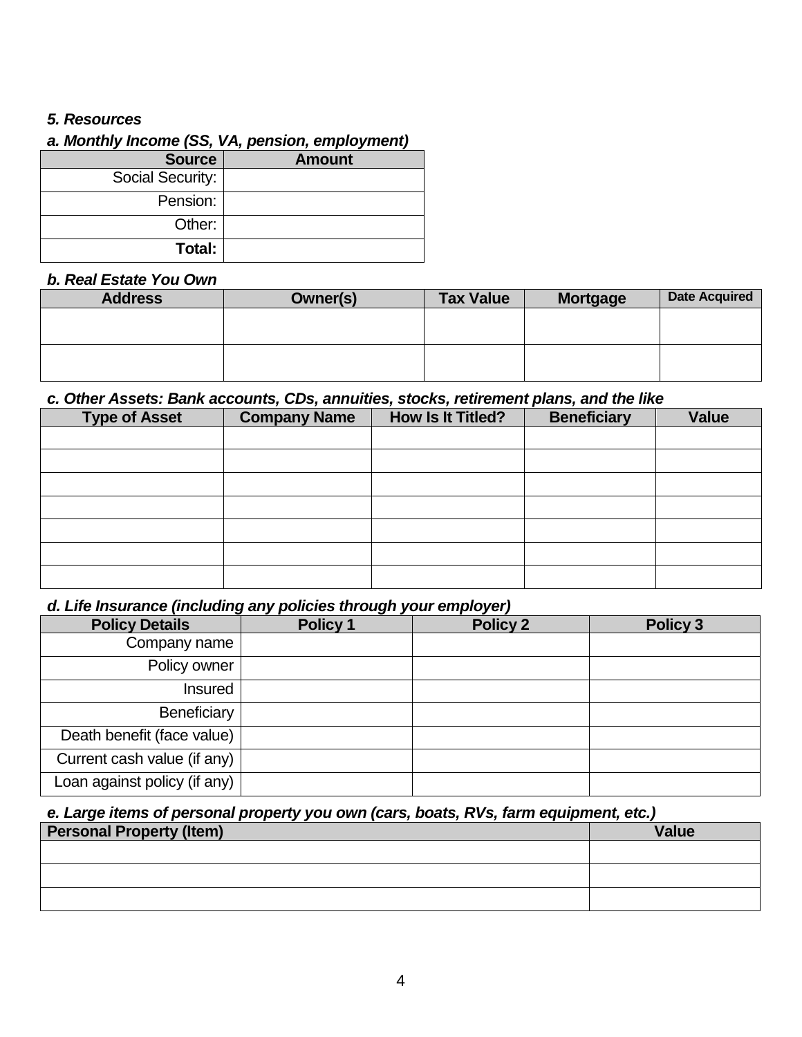***5. Resources***

***a. Monthly Income (SS, VA, pension, employment)***

| Source | Amount |
|---|---|
| Social Security: | |
| Pension: | |
| Other: | |
| **Total:** | |

***b. Real Estate You Own***

| Address | Owner(s) | Tax Value | Mortgage | Date Acquired |
|---|---|---|---|---|
| | | | | |
| | | | | |

***c. Other Assets: Bank accounts, CDs, annuities, stocks, retirement plans, and the like***

| Type of Asset | Company Name | How Is It Titled? | Beneficiary | Value |
|---|---|---|---|---|
| | | | | |
| | | | | |
| | | | | |
| | | | | |
| | | | | |
| | | | | |
| | | | | |

***d. Life Insurance (including any policies through your employer)***

| Policy Details | Policy 1 | Policy 2 | Policy 3 |
|---|---|---|---|
| Company name | | | |
| Policy owner | | | |
| Insured | | | |
| Beneficiary | | | |
| Death benefit (face value) | | | |
| Current cash value (if any) | | | |
| Loan against policy (if any) | | | |

***e. Large items of personal property you own (cars, boats, RVs, farm equipment, etc.)***

| Personal Property (Item) | Value |
|---|---|
| | |
| | |
| | |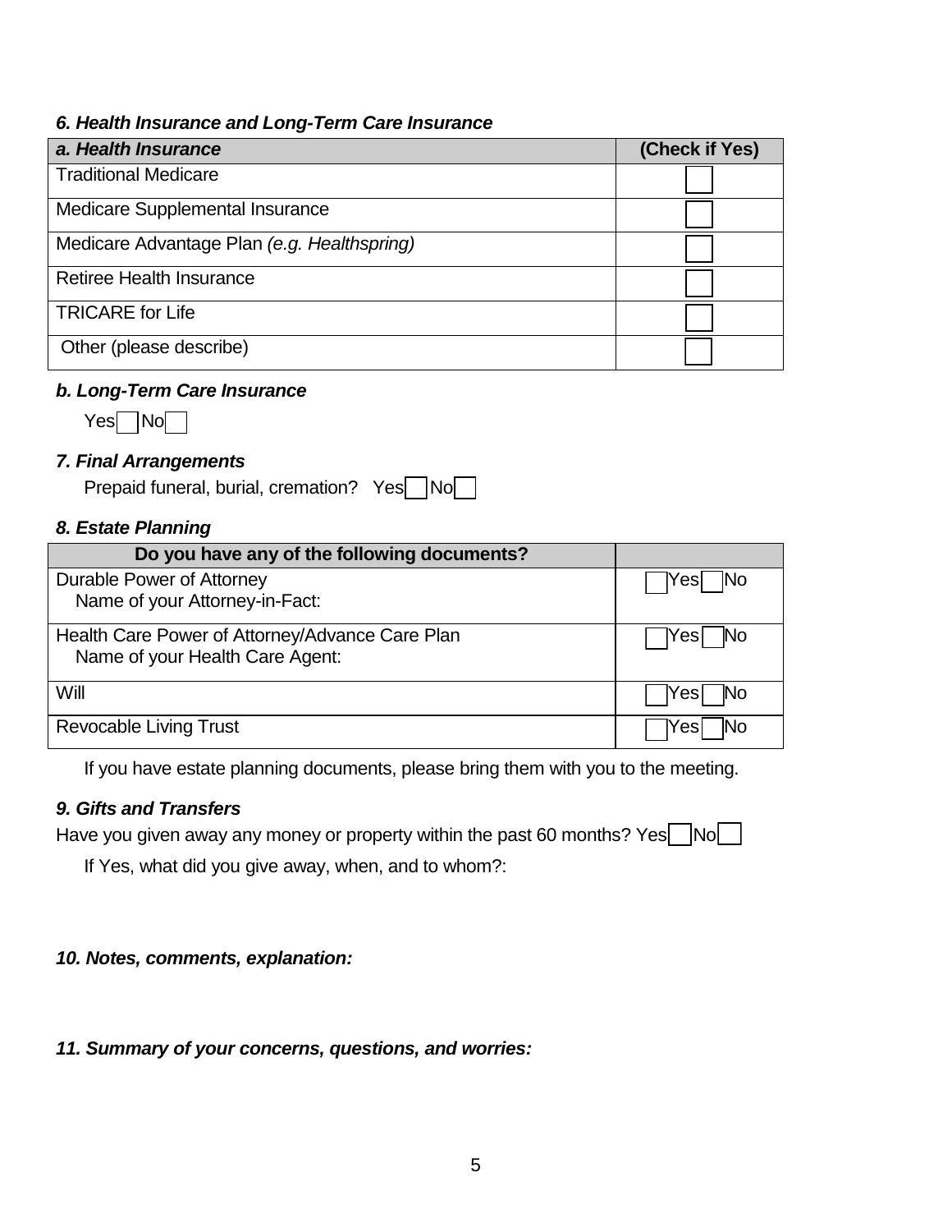### *6. Health Insurance and Long-Term Care Insurance*

| *a. Health Insurance* | (Check if Yes) |
| --- | --- |
| Traditional Medicare | ☐ |
| Medicare Supplemental Insurance | ☐ |
| Medicare Advantage Plan *(e.g. Healthspring)* | ☐ |
| Retiree Health Insurance | ☐ |
| TRICARE for Life | ☐ |
| Other (please describe) | ☐ |

### *b. Long-Term Care Insurance*

Yes ☐ No ☐

### *7. Final Arrangements*

Prepaid funeral, burial, cremation? Yes ☐ No ☐

### *8. Estate Planning*

| Do you have any of the following documents? | |
| --- | --- |
| Durable Power of Attorney<br>Name of your Attorney-in-Fact: | ☐ Yes ☐ No |
| Health Care Power of Attorney/Advance Care Plan<br>Name of your Health Care Agent: | ☐ Yes ☐ No |
| Will | ☐ Yes ☐ No |
| Revocable Living Trust | ☐ Yes ☐ No |

If you have estate planning documents, please bring them with you to the meeting.

### *9. Gifts and Transfers*

Have you given away any money or property within the past 60 months? Yes ☐ No ☐

If Yes, what did you give away, when, and to whom?:

### *10. Notes, comments, explanation:*

### *11. Summary of your concerns, questions, and worries:*